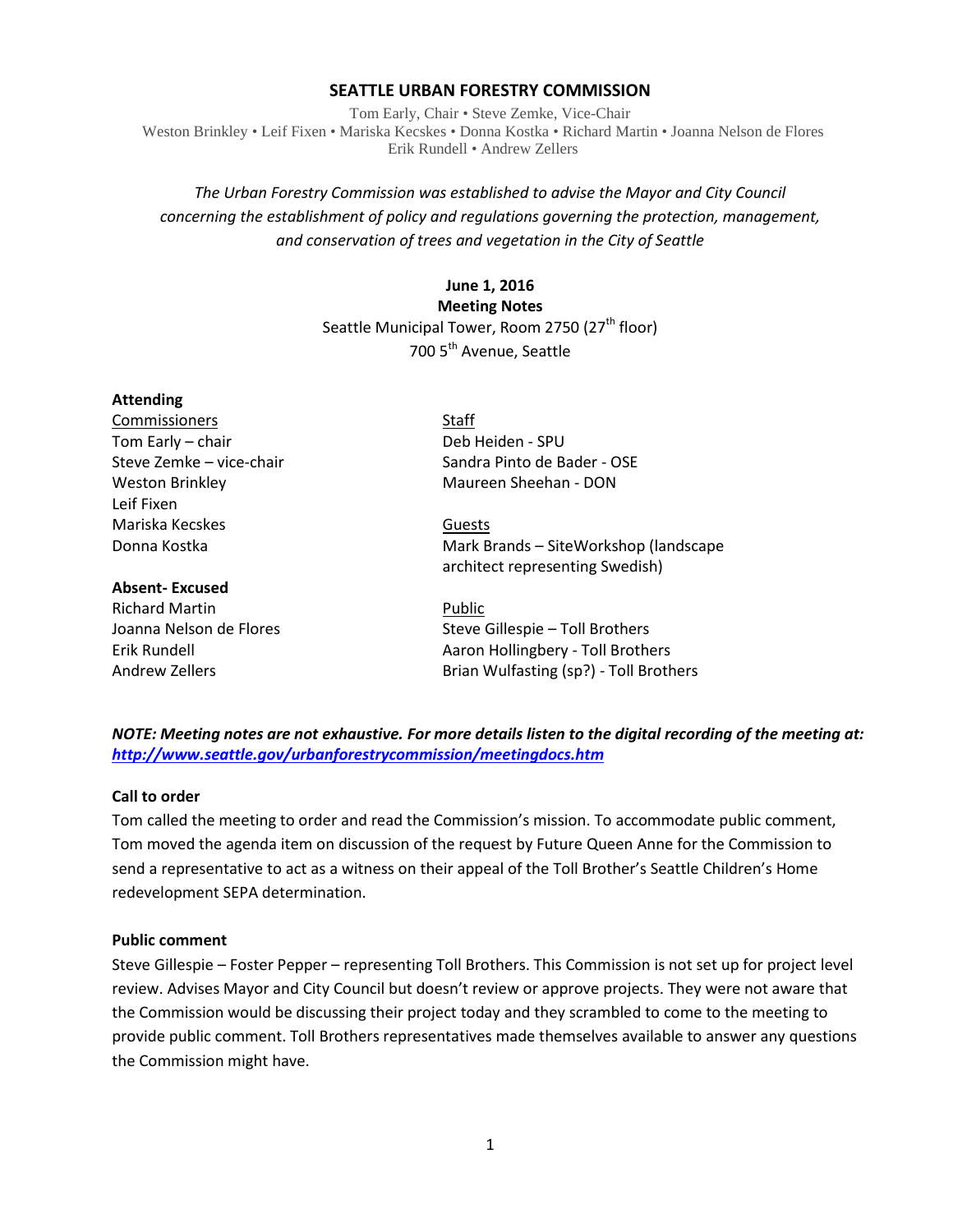# SEATTLE URBAN FORESTRY COMMISSION

Tom Early, Chair • Steve Zemke, Vice-Chair
Weston Brinkley • Leif Fixen • Mariska Kecskes • Donna Kostka • Richard Martin • Joanna Nelson de Flores
Erik Rundell • Andrew Zellers

*The Urban Forestry Commission was established to advise the Mayor and City Council concerning the establishment of policy and regulations governing the protection, management, and conservation of trees and vegetation in the City of Seattle*

**June 1, 2016**
**Meeting Notes**
Seattle Municipal Tower, Room 2750 (27th floor)
700 5th Avenue, Seattle

**Attending**

Commissioners
Tom Early – chair
Steve Zemke – vice-chair
Weston Brinkley
Leif Fixen
Mariska Kecskes
Donna Kostka

Staff
Deb Heiden - SPU
Sandra Pinto de Bader - OSE
Maureen Sheehan - DON

Guests
Mark Brands – SiteWorkshop (landscape architect representing Swedish)

**Absent- Excused**
Richard Martin
Joanna Nelson de Flores
Erik Rundell
Andrew Zellers

Public
Steve Gillespie – Toll Brothers
Aaron Hollingbery - Toll Brothers
Brian Wulfasting (sp?) - Toll Brothers

***NOTE: Meeting notes are not exhaustive. For more details listen to the digital recording of the meeting at: http://www.seattle.gov/urbanforestrycommission/meetingdocs.htm***

**Call to order**

Tom called the meeting to order and read the Commission's mission. To accommodate public comment, Tom moved the agenda item on discussion of the request by Future Queen Anne for the Commission to send a representative to act as a witness on their appeal of the Toll Brother's Seattle Children's Home redevelopment SEPA determination.

**Public comment**

Steve Gillespie – Foster Pepper – representing Toll Brothers. This Commission is not set up for project level review. Advises Mayor and City Council but doesn't review or approve projects. They were not aware that the Commission would be discussing their project today and they scrambled to come to the meeting to provide public comment. Toll Brothers representatives made themselves available to answer any questions the Commission might have.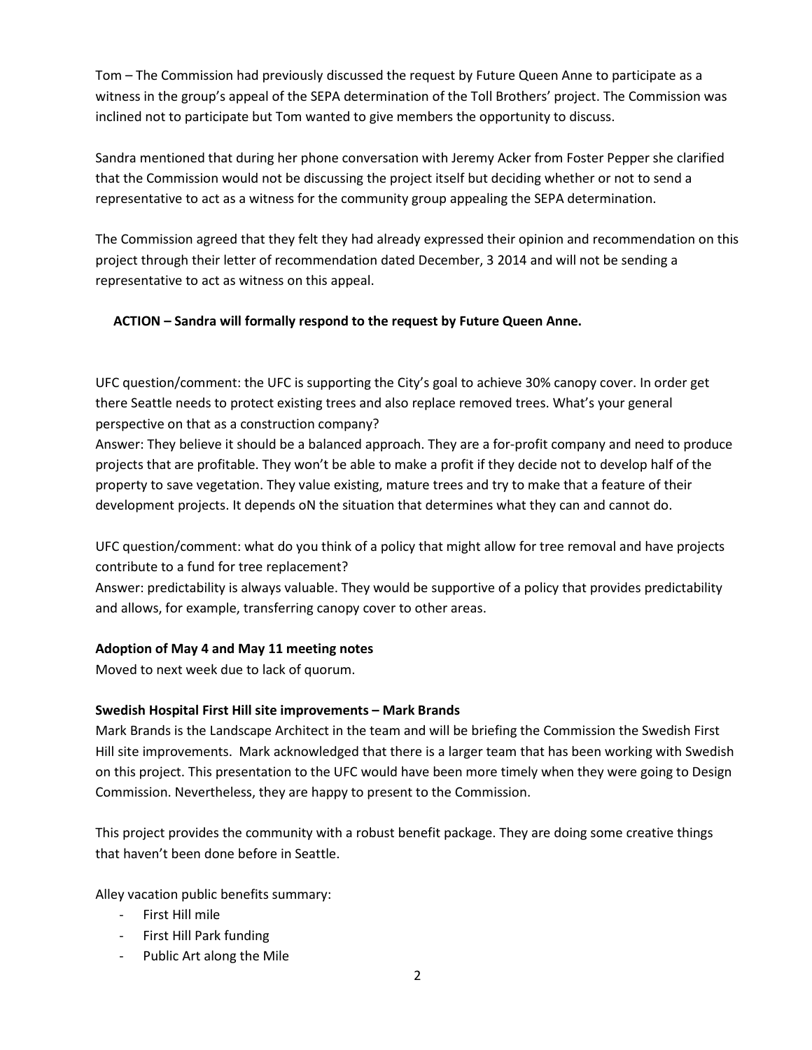Tom – The Commission had previously discussed the request by Future Queen Anne to participate as a witness in the group's appeal of the SEPA determination of the Toll Brothers' project. The Commission was inclined not to participate but Tom wanted to give members the opportunity to discuss.

Sandra mentioned that during her phone conversation with Jeremy Acker from Foster Pepper she clarified that the Commission would not be discussing the project itself but deciding whether or not to send a representative to act as a witness for the community group appealing the SEPA determination.

The Commission agreed that they felt they had already expressed their opinion and recommendation on this project through their letter of recommendation dated December, 3 2014 and will not be sending a representative to act as witness on this appeal.

**ACTION – Sandra will formally respond to the request by Future Queen Anne.**

UFC question/comment: the UFC is supporting the City's goal to achieve 30% canopy cover. In order get there Seattle needs to protect existing trees and also replace removed trees. What's your general perspective on that as a construction company?
Answer: They believe it should be a balanced approach. They are a for-profit company and need to produce projects that are profitable. They won't be able to make a profit if they decide not to develop half of the property to save vegetation. They value existing, mature trees and try to make that a feature of their development projects. It depends oN the situation that determines what they can and cannot do.

UFC question/comment: what do you think of a policy that might allow for tree removal and have projects contribute to a fund for tree replacement?
Answer: predictability is always valuable. They would be supportive of a policy that provides predictability and allows, for example, transferring canopy cover to other areas.

**Adoption of May 4 and May 11 meeting notes**
Moved to next week due to lack of quorum.

**Swedish Hospital First Hill site improvements – Mark Brands**
Mark Brands is the Landscape Architect in the team and will be briefing the Commission the Swedish First Hill site improvements. Mark acknowledged that there is a larger team that has been working with Swedish on this project. This presentation to the UFC would have been more timely when they were going to Design Commission. Nevertheless, they are happy to present to the Commission.

This project provides the community with a robust benefit package. They are doing some creative things that haven't been done before in Seattle.

Alley vacation public benefits summary:

- First Hill mile
- First Hill Park funding
- Public Art along the Mile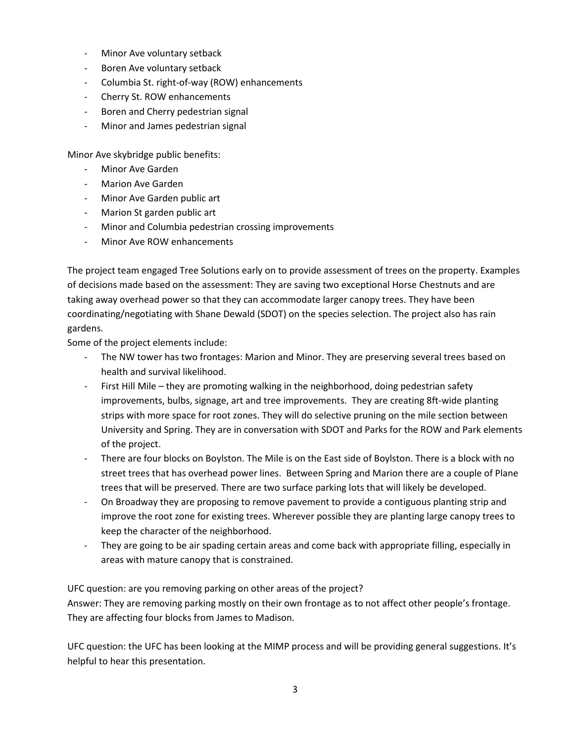- Minor Ave voluntary setback
- Boren Ave voluntary setback
- Columbia St. right-of-way (ROW) enhancements
- Cherry St. ROW enhancements
- Boren and Cherry pedestrian signal
- Minor and James pedestrian signal

Minor Ave skybridge public benefits:

- Minor Ave Garden
- Marion Ave Garden
- Minor Ave Garden public art
- Marion St garden public art
- Minor and Columbia pedestrian crossing improvements
- Minor Ave ROW enhancements

The project team engaged Tree Solutions early on to provide assessment of trees on the property. Examples of decisions made based on the assessment: They are saving two exceptional Horse Chestnuts and are taking away overhead power so that they can accommodate larger canopy trees. They have been coordinating/negotiating with Shane Dewald (SDOT) on the species selection. The project also has rain gardens.

Some of the project elements include:

- The NW tower has two frontages: Marion and Minor. They are preserving several trees based on health and survival likelihood.
- First Hill Mile – they are promoting walking in the neighborhood, doing pedestrian safety improvements, bulbs, signage, art and tree improvements. They are creating 8ft-wide planting strips with more space for root zones. They will do selective pruning on the mile section between University and Spring. They are in conversation with SDOT and Parks for the ROW and Park elements of the project.
- There are four blocks on Boylston. The Mile is on the East side of Boylston. There is a block with no street trees that has overhead power lines. Between Spring and Marion there are a couple of Plane trees that will be preserved. There are two surface parking lots that will likely be developed.
- On Broadway they are proposing to remove pavement to provide a contiguous planting strip and improve the root zone for existing trees. Wherever possible they are planting large canopy trees to keep the character of the neighborhood.
- They are going to be air spading certain areas and come back with appropriate filling, especially in areas with mature canopy that is constrained.

UFC question: are you removing parking on other areas of the project?
Answer: They are removing parking mostly on their own frontage as to not affect other people's frontage. They are affecting four blocks from James to Madison.

UFC question: the UFC has been looking at the MIMP process and will be providing general suggestions. It's helpful to hear this presentation.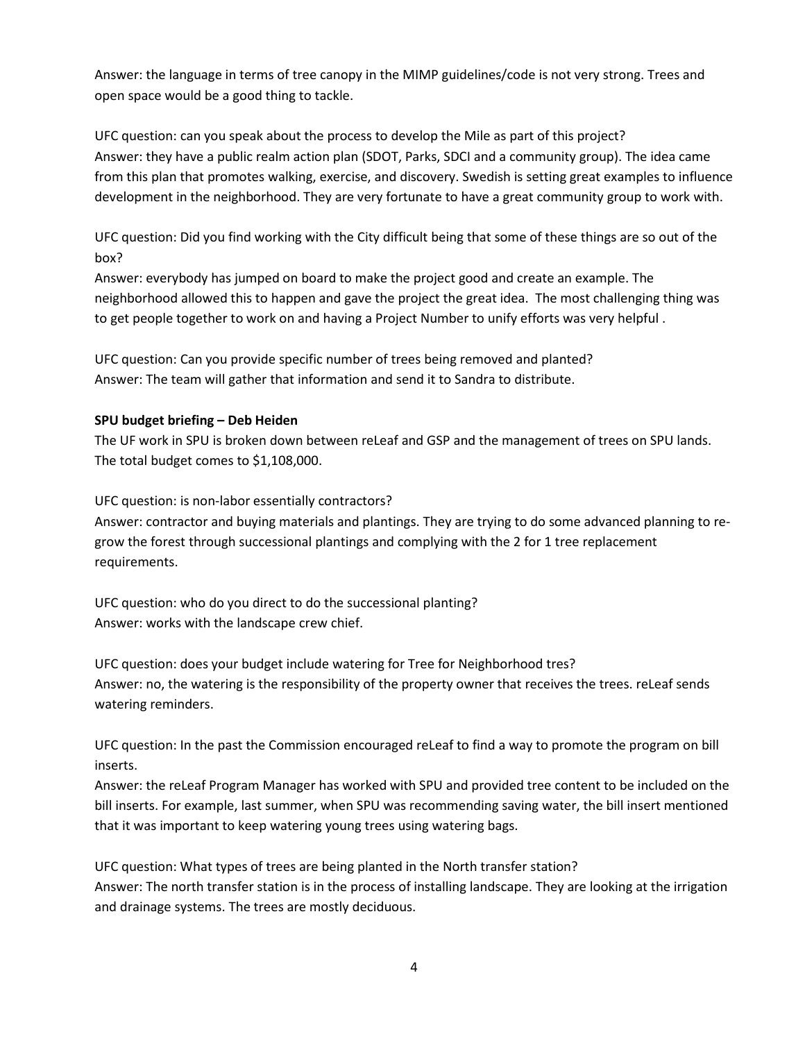Answer: the language in terms of tree canopy in the MIMP guidelines/code is not very strong. Trees and open space would be a good thing to tackle.

UFC question: can you speak about the process to develop the Mile as part of this project?
Answer: they have a public realm action plan (SDOT, Parks, SDCI and a community group). The idea came from this plan that promotes walking, exercise, and discovery. Swedish is setting great examples to influence development in the neighborhood. They are very fortunate to have a great community group to work with.

UFC question: Did you find working with the City difficult being that some of these things are so out of the box?
Answer: everybody has jumped on board to make the project good and create an example. The neighborhood allowed this to happen and gave the project the great idea. The most challenging thing was to get people together to work on and having a Project Number to unify efforts was very helpful .

UFC question: Can you provide specific number of trees being removed and planted?
Answer: The team will gather that information and send it to Sandra to distribute.

**SPU budget briefing – Deb Heiden**
The UF work in SPU is broken down between reLeaf and GSP and the management of trees on SPU lands. The total budget comes to $1,108,000.

UFC question: is non-labor essentially contractors?
Answer: contractor and buying materials and plantings. They are trying to do some advanced planning to re-grow the forest through successional plantings and complying with the 2 for 1 tree replacement requirements.

UFC question: who do you direct to do the successional planting?
Answer: works with the landscape crew chief.

UFC question: does your budget include watering for Tree for Neighborhood tres?
Answer: no, the watering is the responsibility of the property owner that receives the trees. reLeaf sends watering reminders.

UFC question: In the past the Commission encouraged reLeaf to find a way to promote the program on bill inserts.
Answer: the reLeaf Program Manager has worked with SPU and provided tree content to be included on the bill inserts. For example, last summer, when SPU was recommending saving water, the bill insert mentioned that it was important to keep watering young trees using watering bags.

UFC question: What types of trees are being planted in the North transfer station?
Answer: The north transfer station is in the process of installing landscape. They are looking at the irrigation and drainage systems. The trees are mostly deciduous.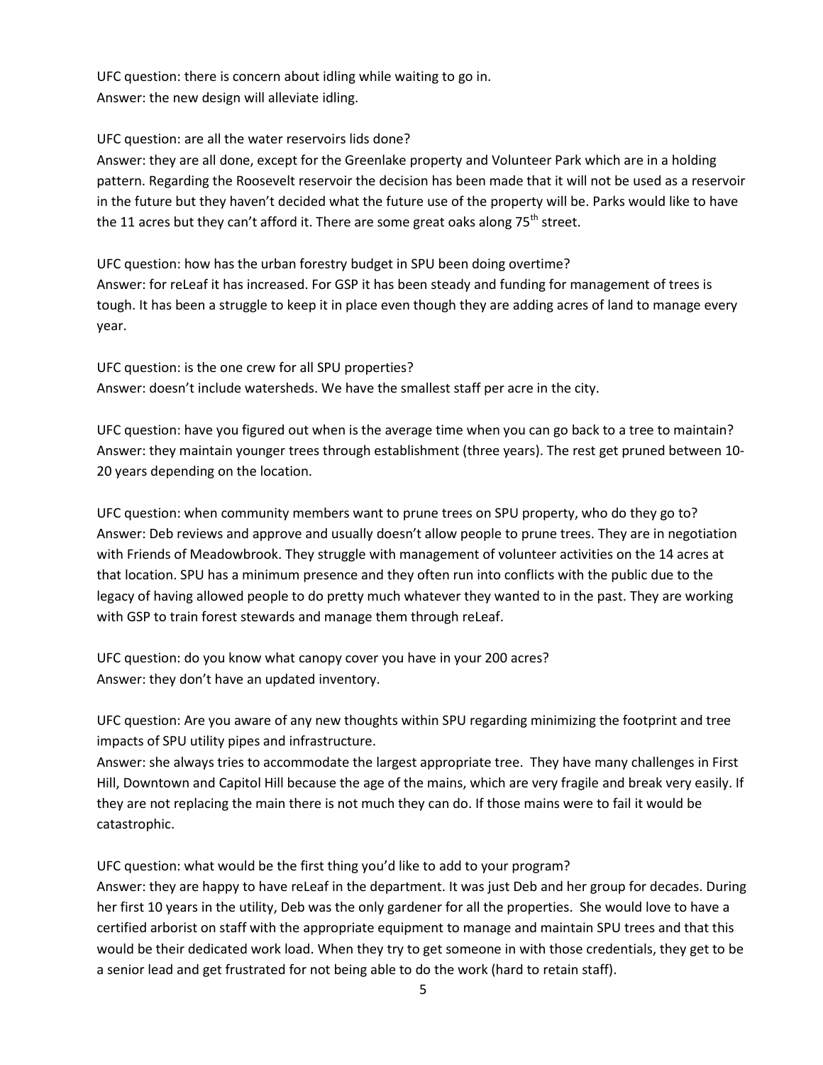UFC question: there is concern about idling while waiting to go in.
Answer: the new design will alleviate idling.

UFC question: are all the water reservoirs lids done?
Answer: they are all done, except for the Greenlake property and Volunteer Park which are in a holding pattern. Regarding the Roosevelt reservoir the decision has been made that it will not be used as a reservoir in the future but they haven't decided what the future use of the property will be. Parks would like to have the 11 acres but they can't afford it. There are some great oaks along 75th street.

UFC question: how has the urban forestry budget in SPU been doing overtime?
Answer: for reLeaf it has increased. For GSP it has been steady and funding for management of trees is tough. It has been a struggle to keep it in place even though they are adding acres of land to manage every year.

UFC question: is the one crew for all SPU properties?
Answer: doesn't include watersheds. We have the smallest staff per acre in the city.

UFC question: have you figured out when is the average time when you can go back to a tree to maintain?
Answer: they maintain younger trees through establishment (three years). The rest get pruned between 10-20 years depending on the location.

UFC question: when community members want to prune trees on SPU property, who do they go to?
Answer: Deb reviews and approve and usually doesn't allow people to prune trees. They are in negotiation with Friends of Meadowbrook. They struggle with management of volunteer activities on the 14 acres at that location. SPU has a minimum presence and they often run into conflicts with the public due to the legacy of having allowed people to do pretty much whatever they wanted to in the past. They are working with GSP to train forest stewards and manage them through reLeaf.

UFC question: do you know what canopy cover you have in your 200 acres?
Answer: they don't have an updated inventory.

UFC question: Are you aware of any new thoughts within SPU regarding minimizing the footprint and tree impacts of SPU utility pipes and infrastructure.
Answer: she always tries to accommodate the largest appropriate tree. They have many challenges in First Hill, Downtown and Capitol Hill because the age of the mains, which are very fragile and break very easily. If they are not replacing the main there is not much they can do. If those mains were to fail it would be catastrophic.

UFC question: what would be the first thing you'd like to add to your program?
Answer: they are happy to have reLeaf in the department. It was just Deb and her group for decades. During her first 10 years in the utility, Deb was the only gardener for all the properties. She would love to have a certified arborist on staff with the appropriate equipment to manage and maintain SPU trees and that this would be their dedicated work load. When they try to get someone in with those credentials, they get to be a senior lead and get frustrated for not being able to do the work (hard to retain staff).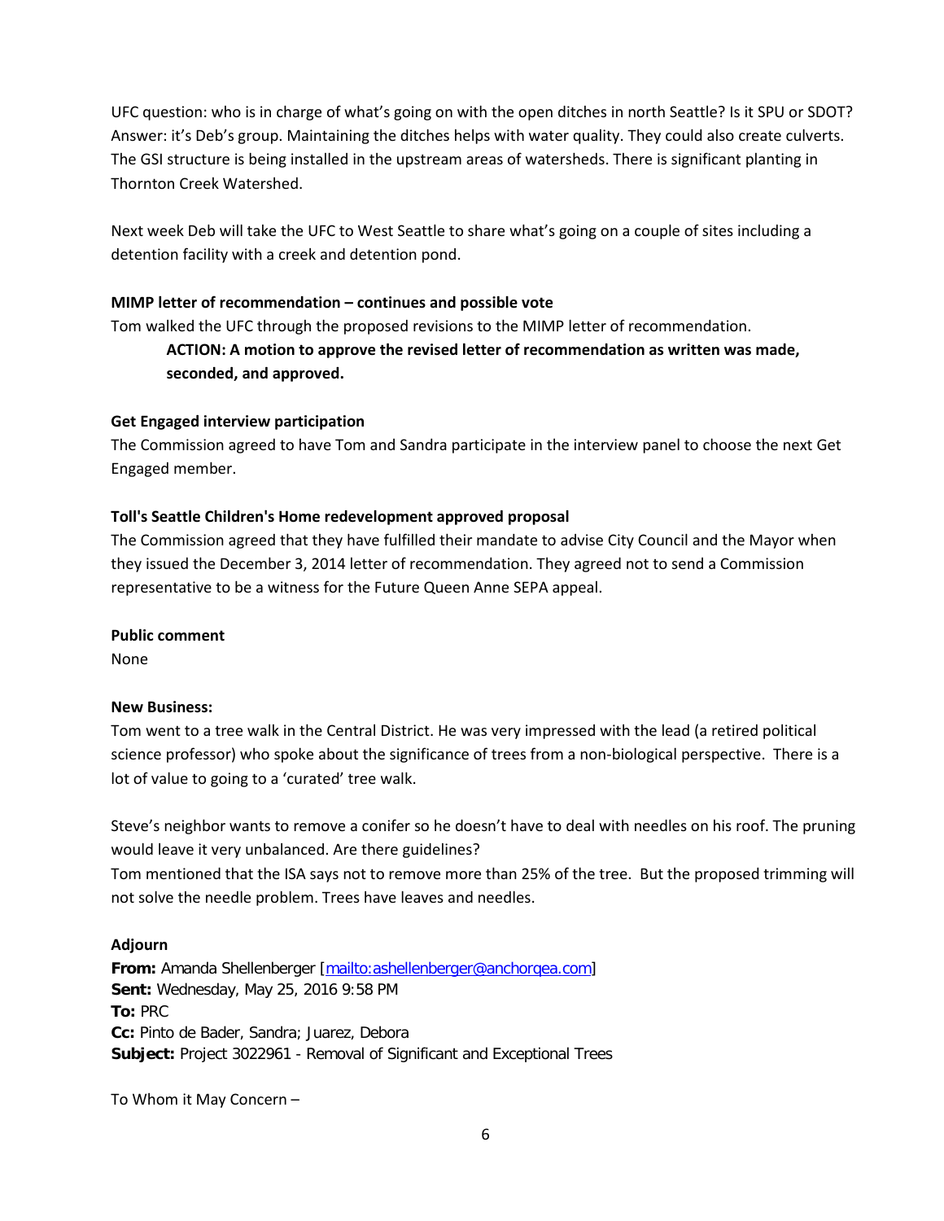UFC question: who is in charge of what's going on with the open ditches in north Seattle? Is it SPU or SDOT? Answer: it's Deb's group. Maintaining the ditches helps with water quality. They could also create culverts. The GSI structure is being installed in the upstream areas of watersheds. There is significant planting in Thornton Creek Watershed.

Next week Deb will take the UFC to West Seattle to share what's going on a couple of sites including a detention facility with a creek and detention pond.

**MIMP letter of recommendation – continues and possible vote**

Tom walked the UFC through the proposed revisions to the MIMP letter of recommendation.

> **ACTION: A motion to approve the revised letter of recommendation as written was made, seconded, and approved.**

**Get Engaged interview participation**

The Commission agreed to have Tom and Sandra participate in the interview panel to choose the next Get Engaged member.

**Toll's Seattle Children's Home redevelopment approved proposal**

The Commission agreed that they have fulfilled their mandate to advise City Council and the Mayor when they issued the December 3, 2014 letter of recommendation. They agreed not to send a Commission representative to be a witness for the Future Queen Anne SEPA appeal.

**Public comment**

None

**New Business:**

Tom went to a tree walk in the Central District. He was very impressed with the lead (a retired political science professor) who spoke about the significance of trees from a non-biological perspective. There is a lot of value to going to a 'curated' tree walk.

Steve's neighbor wants to remove a conifer so he doesn't have to deal with needles on his roof. The pruning would leave it very unbalanced. Are there guidelines?

Tom mentioned that the ISA says not to remove more than 25% of the tree. But the proposed trimming will not solve the needle problem. Trees have leaves and needles.

**Adjourn**

**From:** Amanda Shellenberger [mailto:ashellenberger@anchorqea.com]
**Sent:** Wednesday, May 25, 2016 9:58 PM
**To:** PRC
**Cc:** Pinto de Bader, Sandra; Juarez, Debora
**Subject:** Project 3022961 - Removal of Significant and Exceptional Trees

To Whom it May Concern –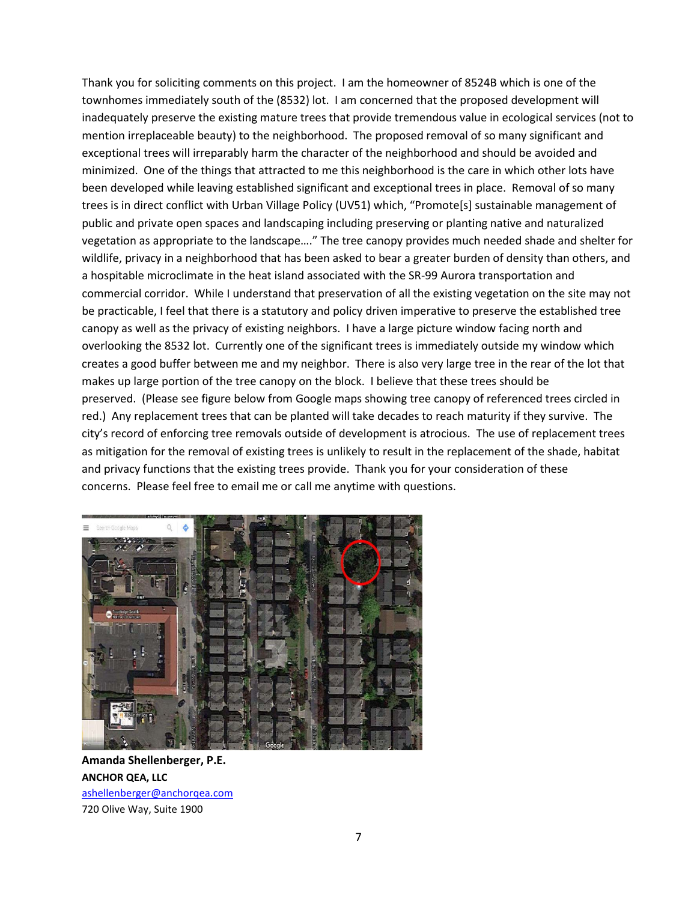Thank you for soliciting comments on this project. I am the homeowner of 8524B which is one of the townhomes immediately south of the (8532) lot. I am concerned that the proposed development will inadequately preserve the existing mature trees that provide tremendous value in ecological services (not to mention irreplaceable beauty) to the neighborhood. The proposed removal of so many significant and exceptional trees will irreparably harm the character of the neighborhood and should be avoided and minimized. One of the things that attracted to me this neighborhood is the care in which other lots have been developed while leaving established significant and exceptional trees in place. Removal of so many trees is in direct conflict with Urban Village Policy (UV51) which, "Promote[s] sustainable management of public and private open spaces and landscaping including preserving or planting native and naturalized vegetation as appropriate to the landscape…." The tree canopy provides much needed shade and shelter for wildlife, privacy in a neighborhood that has been asked to bear a greater burden of density than others, and a hospitable microclimate in the heat island associated with the SR-99 Aurora transportation and commercial corridor. While I understand that preservation of all the existing vegetation on the site may not be practicable, I feel that there is a statutory and policy driven imperative to preserve the established tree canopy as well as the privacy of existing neighbors. I have a large picture window facing north and overlooking the 8532 lot. Currently one of the significant trees is immediately outside my window which creates a good buffer between me and my neighbor. There is also very large tree in the rear of the lot that makes up large portion of the tree canopy on the block. I believe that these trees should be preserved. (Please see figure below from Google maps showing tree canopy of referenced trees circled in red.) Any replacement trees that can be planted will take decades to reach maturity if they survive. The city's record of enforcing tree removals outside of development is atrocious. The use of replacement trees as mitigation for the removal of existing trees is unlikely to result in the replacement of the shade, habitat and privacy functions that the existing trees provide. Thank you for your consideration of these concerns. Please feel free to email me or call me anytime with questions.

**Amanda Shellenberger, P.E.**
**ANCHOR QEA, LLC**
ashellenberger@anchorqea.com
720 Olive Way, Suite 1900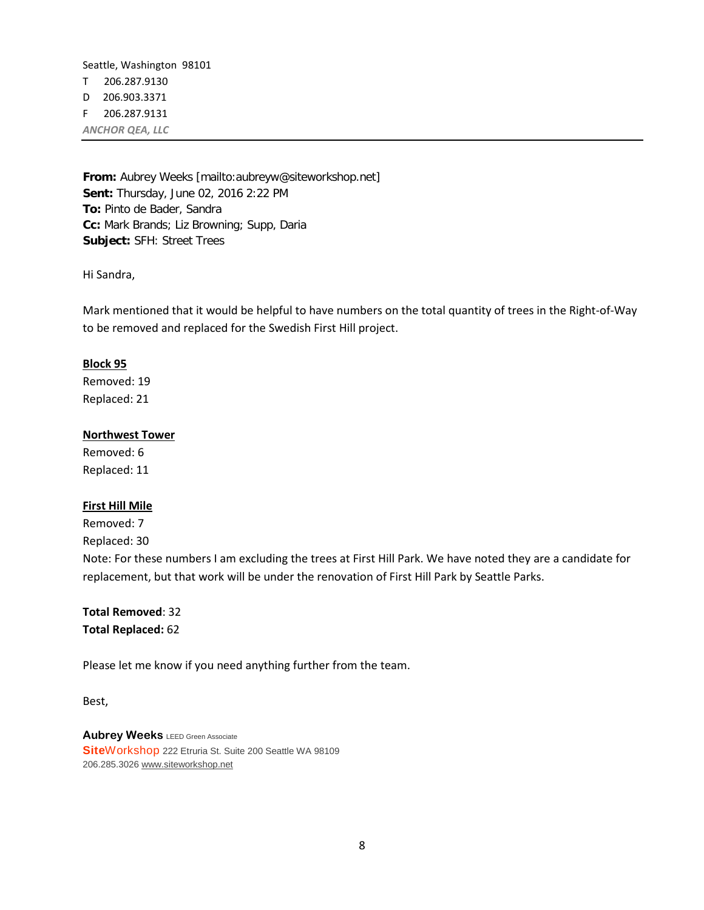Seattle, Washington 98101

T 206.287.9130

D 206.903.3371

F 206.287.9131

*ANCHOR QEA, LLC*

---

**From:** Aubrey Weeks [mailto:aubreyw@siteworkshop.net]
**Sent:** Thursday, June 02, 2016 2:22 PM
**To:** Pinto de Bader, Sandra
**Cc:** Mark Brands; Liz Browning; Supp, Daria
**Subject:** SFH: Street Trees

Hi Sandra,

Mark mentioned that it would be helpful to have numbers on the total quantity of trees in the Right-of-Way to be removed and replaced for the Swedish First Hill project.

**Block 95**

Removed: 19

Replaced: 21

**Northwest Tower**

Removed: 6

Replaced: 11

**First Hill Mile**

Removed: 7

Replaced: 30

Note: For these numbers I am excluding the trees at First Hill Park. We have noted they are a candidate for replacement, but that work will be under the renovation of First Hill Park by Seattle Parks.

**Total Removed**: 32

**Total Replaced:** 62

Please let me know if you need anything further from the team.

Best,

**Aubrey Weeks** LEED Green Associate

SiteWorkshop 222 Etruria St. Suite 200 Seattle WA 98109

206.285.3026 www.siteworkshop.net